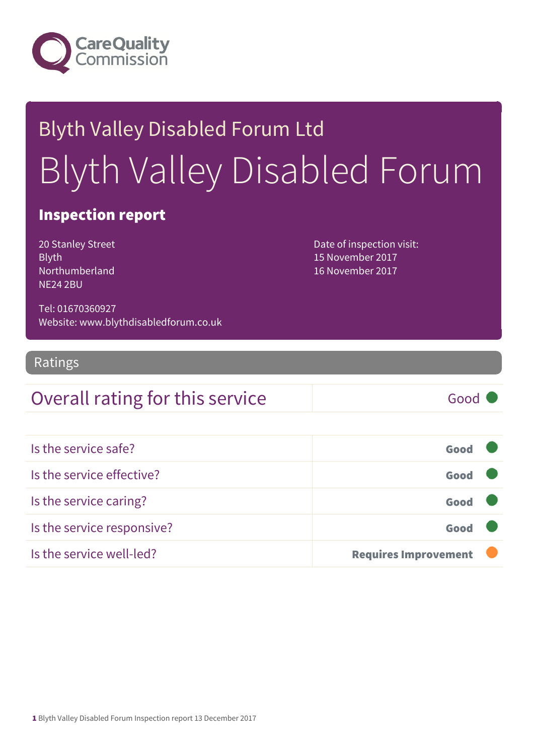Care Quality Commission

# Blyth Valley Disabled Forum Ltd

# Blyth Valley Disabled Forum

## Inspection report

20 Stanley Street
Blyth
Northumberland
NE24 2BU

Date of inspection visit:
15 November 2017
16 November 2017

Tel: 01670360927
Website: www.blythdisabledforum.co.uk

## Ratings

| Overall rating for this service | Good |
|---|---|

| | |
|---|---|
| Is the service safe? | **Good** |
| Is the service effective? | **Good** |
| Is the service caring? | **Good** |
| Is the service responsive? | **Good** |
| Is the service well-led? | **Requires Improvement** |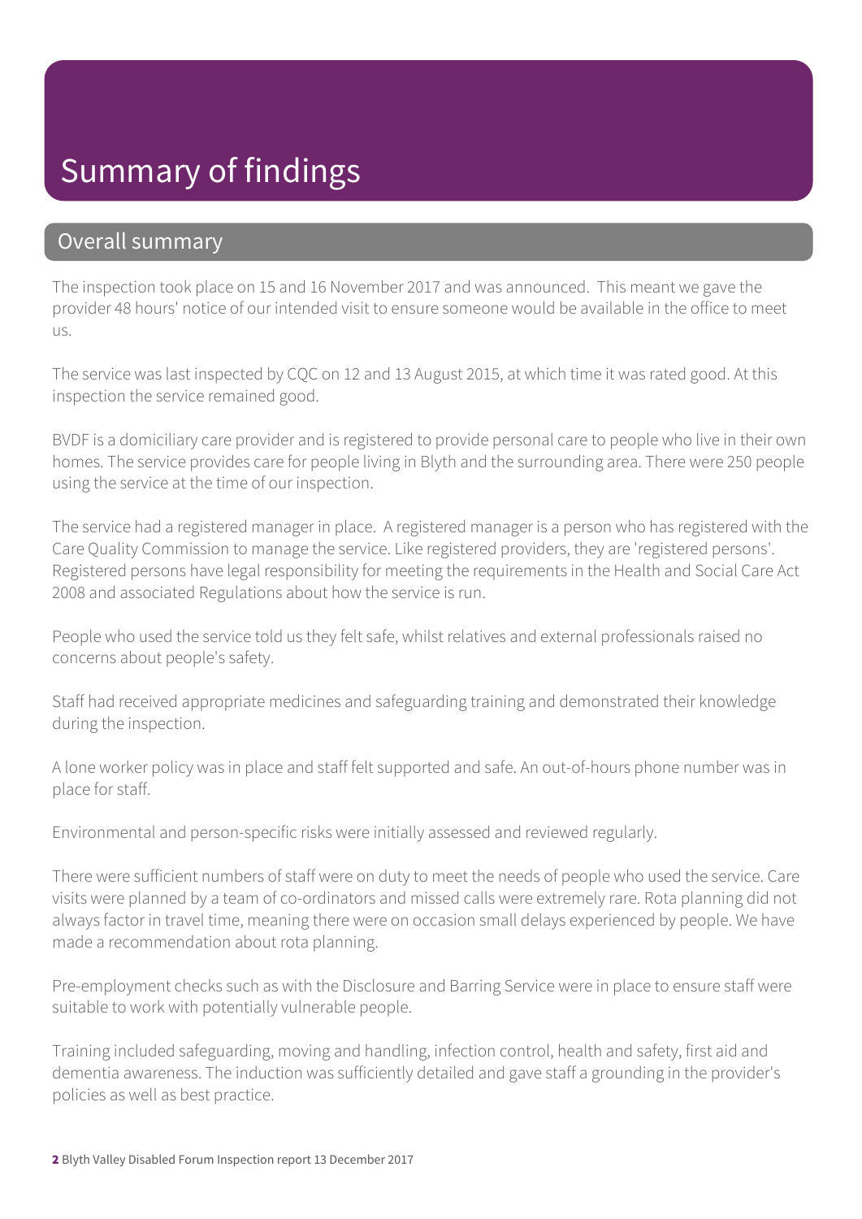# Summary of findings

## Overall summary

The inspection took place on 15 and 16 November 2017 and was announced. This meant we gave the provider 48 hours' notice of our intended visit to ensure someone would be available in the office to meet us.

The service was last inspected by CQC on 12 and 13 August 2015, at which time it was rated good. At this inspection the service remained good.

BVDF is a domiciliary care provider and is registered to provide personal care to people who live in their own homes. The service provides care for people living in Blyth and the surrounding area. There were 250 people using the service at the time of our inspection.

The service had a registered manager in place. A registered manager is a person who has registered with the Care Quality Commission to manage the service. Like registered providers, they are 'registered persons'. Registered persons have legal responsibility for meeting the requirements in the Health and Social Care Act 2008 and associated Regulations about how the service is run.

People who used the service told us they felt safe, whilst relatives and external professionals raised no concerns about people's safety.

Staff had received appropriate medicines and safeguarding training and demonstrated their knowledge during the inspection.

A lone worker policy was in place and staff felt supported and safe. An out-of-hours phone number was in place for staff.

Environmental and person-specific risks were initially assessed and reviewed regularly.

There were sufficient numbers of staff were on duty to meet the needs of people who used the service. Care visits were planned by a team of co-ordinators and missed calls were extremely rare. Rota planning did not always factor in travel time, meaning there were on occasion small delays experienced by people. We have made a recommendation about rota planning.

Pre-employment checks such as with the Disclosure and Barring Service were in place to ensure staff were suitable to work with potentially vulnerable people.

Training included safeguarding, moving and handling, infection control, health and safety, first aid and dementia awareness. The induction was sufficiently detailed and gave staff a grounding in the provider's policies as well as best practice.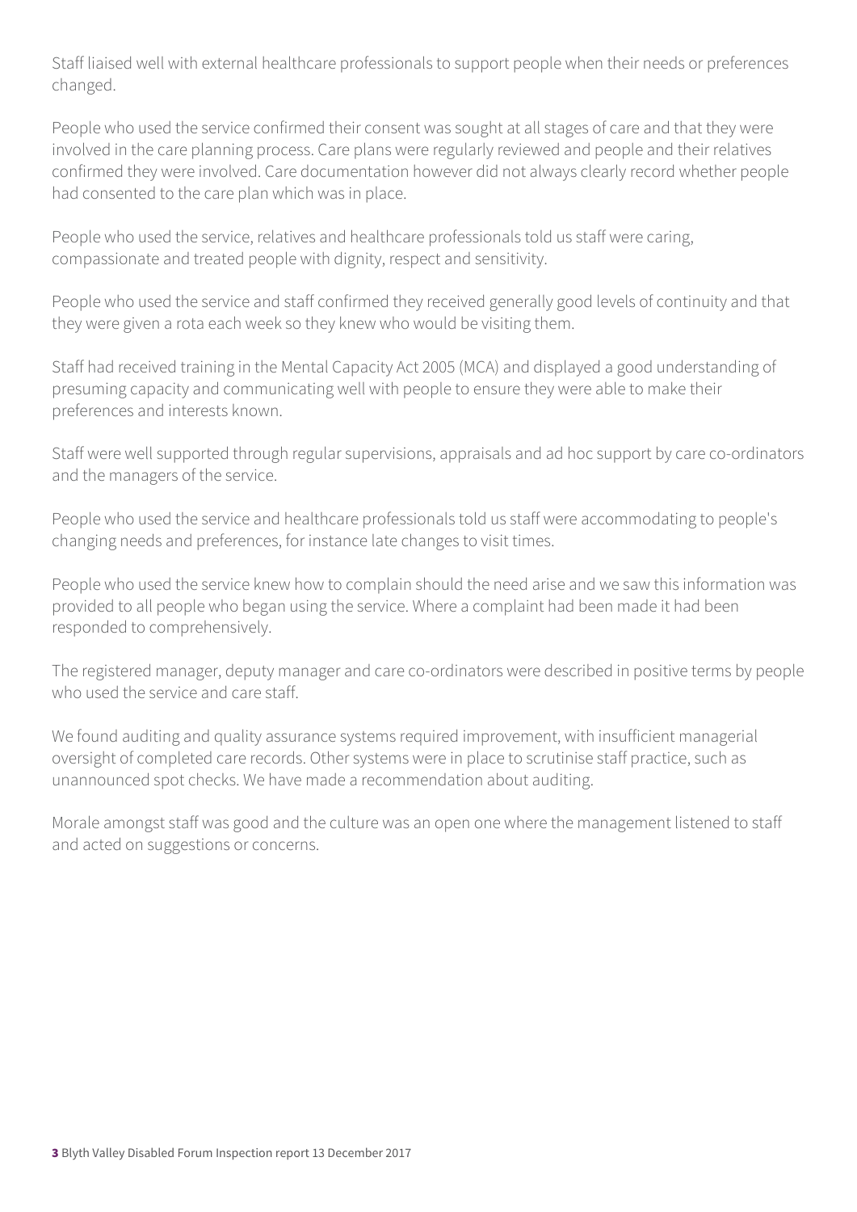Staff liaised well with external healthcare professionals to support people when their needs or preferences changed.

People who used the service confirmed their consent was sought at all stages of care and that they were involved in the care planning process. Care plans were regularly reviewed and people and their relatives confirmed they were involved. Care documentation however did not always clearly record whether people had consented to the care plan which was in place.

People who used the service, relatives and healthcare professionals told us staff were caring, compassionate and treated people with dignity, respect and sensitivity.

People who used the service and staff confirmed they received generally good levels of continuity and that they were given a rota each week so they knew who would be visiting them.

Staff had received training in the Mental Capacity Act 2005 (MCA) and displayed a good understanding of presuming capacity and communicating well with people to ensure they were able to make their preferences and interests known.

Staff were well supported through regular supervisions, appraisals and ad hoc support by care co-ordinators and the managers of the service.

People who used the service and healthcare professionals told us staff were accommodating to people's changing needs and preferences, for instance late changes to visit times.

People who used the service knew how to complain should the need arise and we saw this information was provided to all people who began using the service. Where a complaint had been made it had been responded to comprehensively.

The registered manager, deputy manager and care co-ordinators were described in positive terms by people who used the service and care staff.

We found auditing and quality assurance systems required improvement, with insufficient managerial oversight of completed care records. Other systems were in place to scrutinise staff practice, such as unannounced spot checks. We have made a recommendation about auditing.

Morale amongst staff was good and the culture was an open one where the management listened to staff and acted on suggestions or concerns.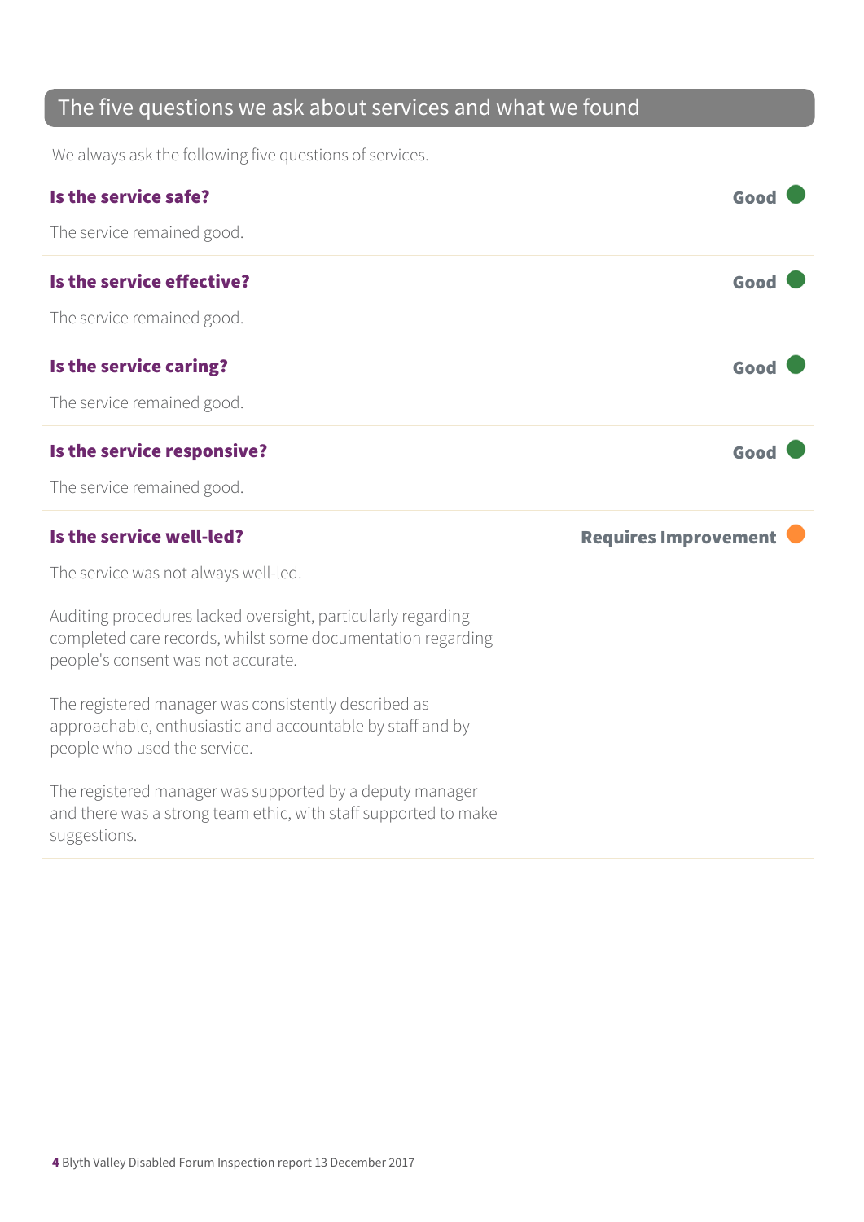## The five questions we ask about services and what we found

We always ask the following five questions of services.

### Is the service safe?

**Good**

The service remained good.

### Is the service effective?

**Good**

The service remained good.

### Is the service caring?

**Good**

The service remained good.

### Is the service responsive?

**Good**

The service remained good.

### Is the service well-led?

**Requires Improvement**

The service was not always well-led.

Auditing procedures lacked oversight, particularly regarding completed care records, whilst some documentation regarding people's consent was not accurate.

The registered manager was consistently described as approachable, enthusiastic and accountable by staff and by people who used the service.

The registered manager was supported by a deputy manager and there was a strong team ethic, with staff supported to make suggestions.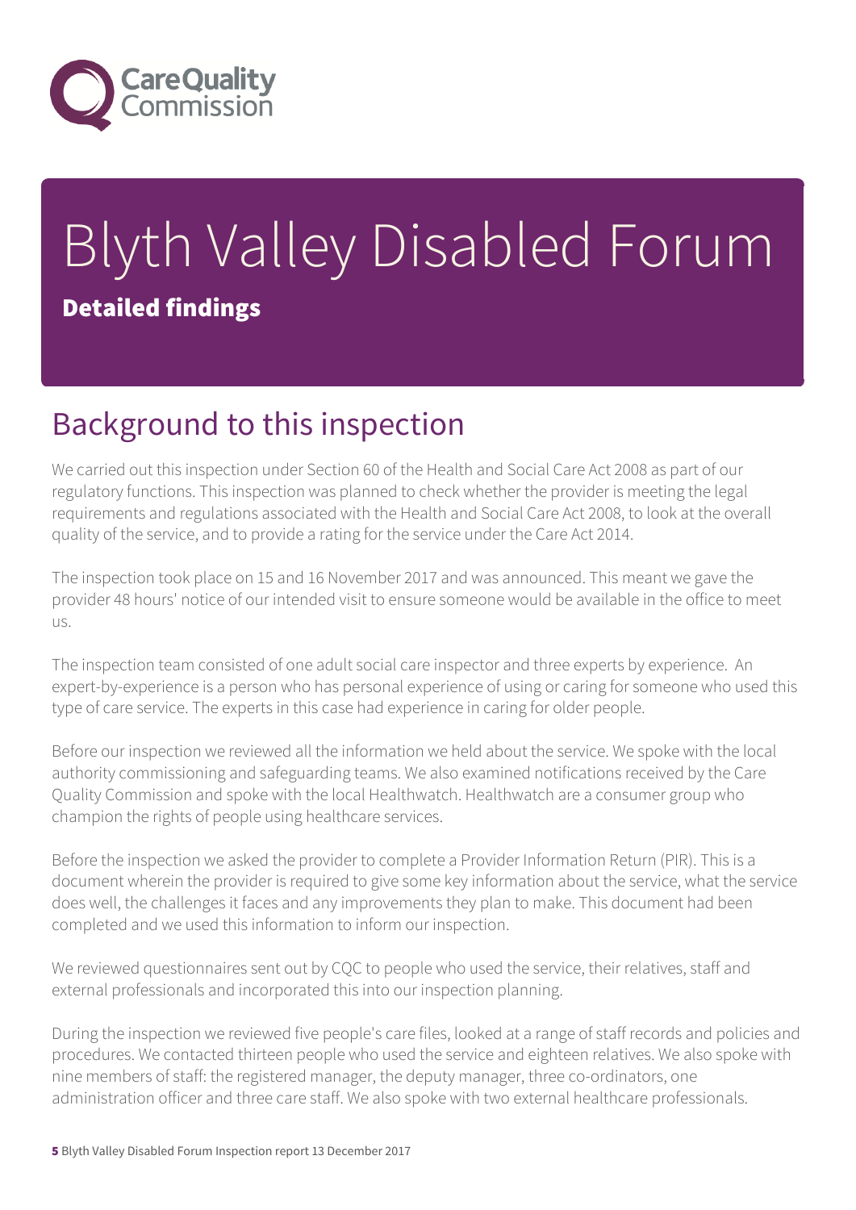# Blyth Valley Disabled Forum

**Detailed findings**

## Background to this inspection

We carried out this inspection under Section 60 of the Health and Social Care Act 2008 as part of our regulatory functions. This inspection was planned to check whether the provider is meeting the legal requirements and regulations associated with the Health and Social Care Act 2008, to look at the overall quality of the service, and to provide a rating for the service under the Care Act 2014.

The inspection took place on 15 and 16 November 2017 and was announced. This meant we gave the provider 48 hours' notice of our intended visit to ensure someone would be available in the office to meet us.

The inspection team consisted of one adult social care inspector and three experts by experience. An expert-by-experience is a person who has personal experience of using or caring for someone who used this type of care service. The experts in this case had experience in caring for older people.

Before our inspection we reviewed all the information we held about the service. We spoke with the local authority commissioning and safeguarding teams. We also examined notifications received by the Care Quality Commission and spoke with the local Healthwatch. Healthwatch are a consumer group who champion the rights of people using healthcare services.

Before the inspection we asked the provider to complete a Provider Information Return (PIR). This is a document wherein the provider is required to give some key information about the service, what the service does well, the challenges it faces and any improvements they plan to make. This document had been completed and we used this information to inform our inspection.

We reviewed questionnaires sent out by CQC to people who used the service, their relatives, staff and external professionals and incorporated this into our inspection planning.

During the inspection we reviewed five people's care files, looked at a range of staff records and policies and procedures. We contacted thirteen people who used the service and eighteen relatives. We also spoke with nine members of staff: the registered manager, the deputy manager, three co-ordinators, one administration officer and three care staff. We also spoke with two external healthcare professionals.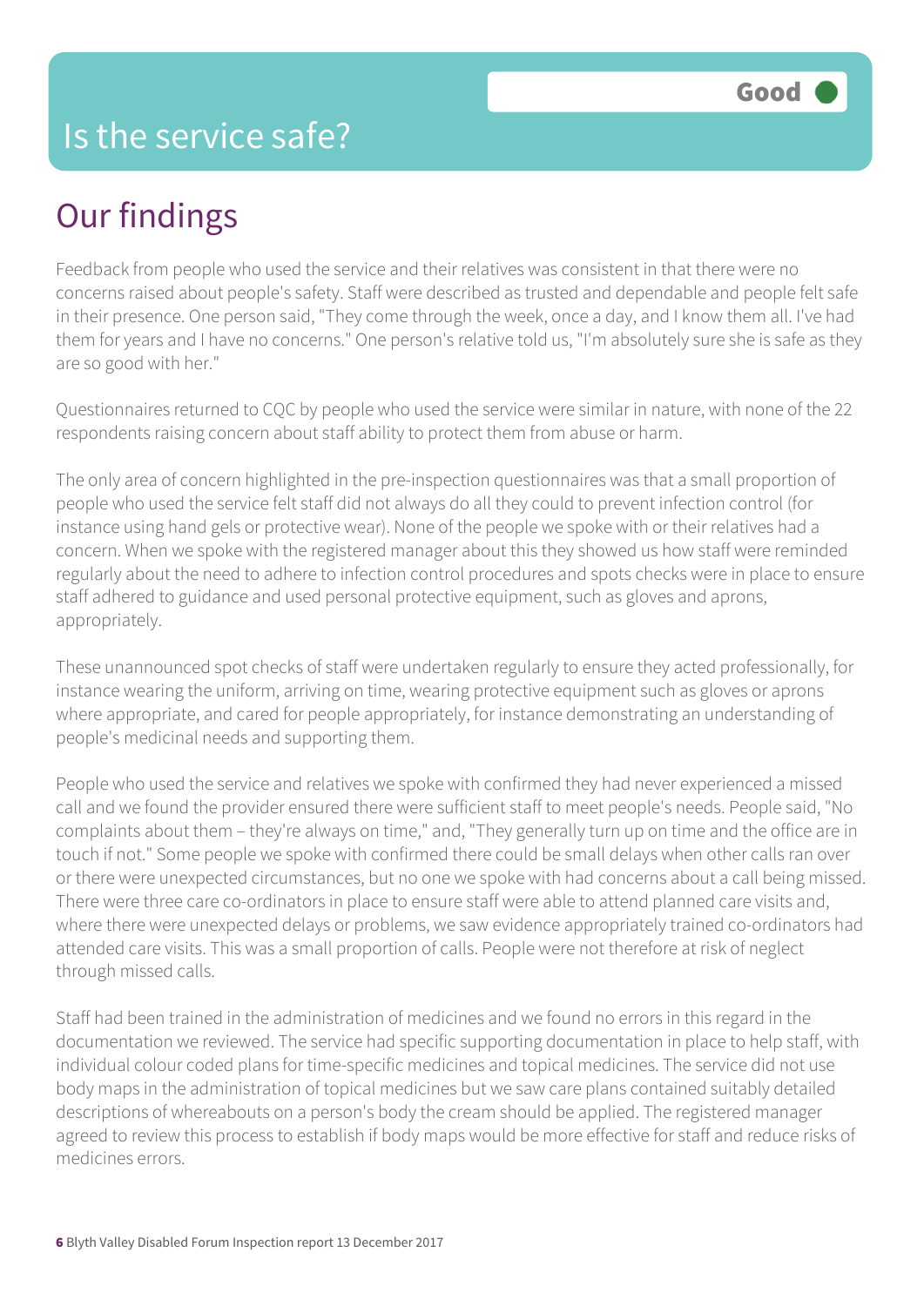# Is the service safe?

Good

## Our findings

Feedback from people who used the service and their relatives was consistent in that there were no concerns raised about people's safety. Staff were described as trusted and dependable and people felt safe in their presence. One person said, "They come through the week, once a day, and I know them all. I've had them for years and I have no concerns." One person's relative told us, "I'm absolutely sure she is safe as they are so good with her."

Questionnaires returned to CQC by people who used the service were similar in nature, with none of the 22 respondents raising concern about staff ability to protect them from abuse or harm.

The only area of concern highlighted in the pre-inspection questionnaires was that a small proportion of people who used the service felt staff did not always do all they could to prevent infection control (for instance using hand gels or protective wear). None of the people we spoke with or their relatives had a concern. When we spoke with the registered manager about this they showed us how staff were reminded regularly about the need to adhere to infection control procedures and spots checks were in place to ensure staff adhered to guidance and used personal protective equipment, such as gloves and aprons, appropriately.

These unannounced spot checks of staff were undertaken regularly to ensure they acted professionally, for instance wearing the uniform, arriving on time, wearing protective equipment such as gloves or aprons where appropriate, and cared for people appropriately, for instance demonstrating an understanding of people's medicinal needs and supporting them.

People who used the service and relatives we spoke with confirmed they had never experienced a missed call and we found the provider ensured there were sufficient staff to meet people's needs. People said, "No complaints about them – they're always on time," and, "They generally turn up on time and the office are in touch if not." Some people we spoke with confirmed there could be small delays when other calls ran over or there were unexpected circumstances, but no one we spoke with had concerns about a call being missed. There were three care co-ordinators in place to ensure staff were able to attend planned care visits and, where there were unexpected delays or problems, we saw evidence appropriately trained co-ordinators had attended care visits. This was a small proportion of calls. People were not therefore at risk of neglect through missed calls.

Staff had been trained in the administration of medicines and we found no errors in this regard in the documentation we reviewed. The service had specific supporting documentation in place to help staff, with individual colour coded plans for time-specific medicines and topical medicines. The service did not use body maps in the administration of topical medicines but we saw care plans contained suitably detailed descriptions of whereabouts on a person's body the cream should be applied. The registered manager agreed to review this process to establish if body maps would be more effective for staff and reduce risks of medicines errors.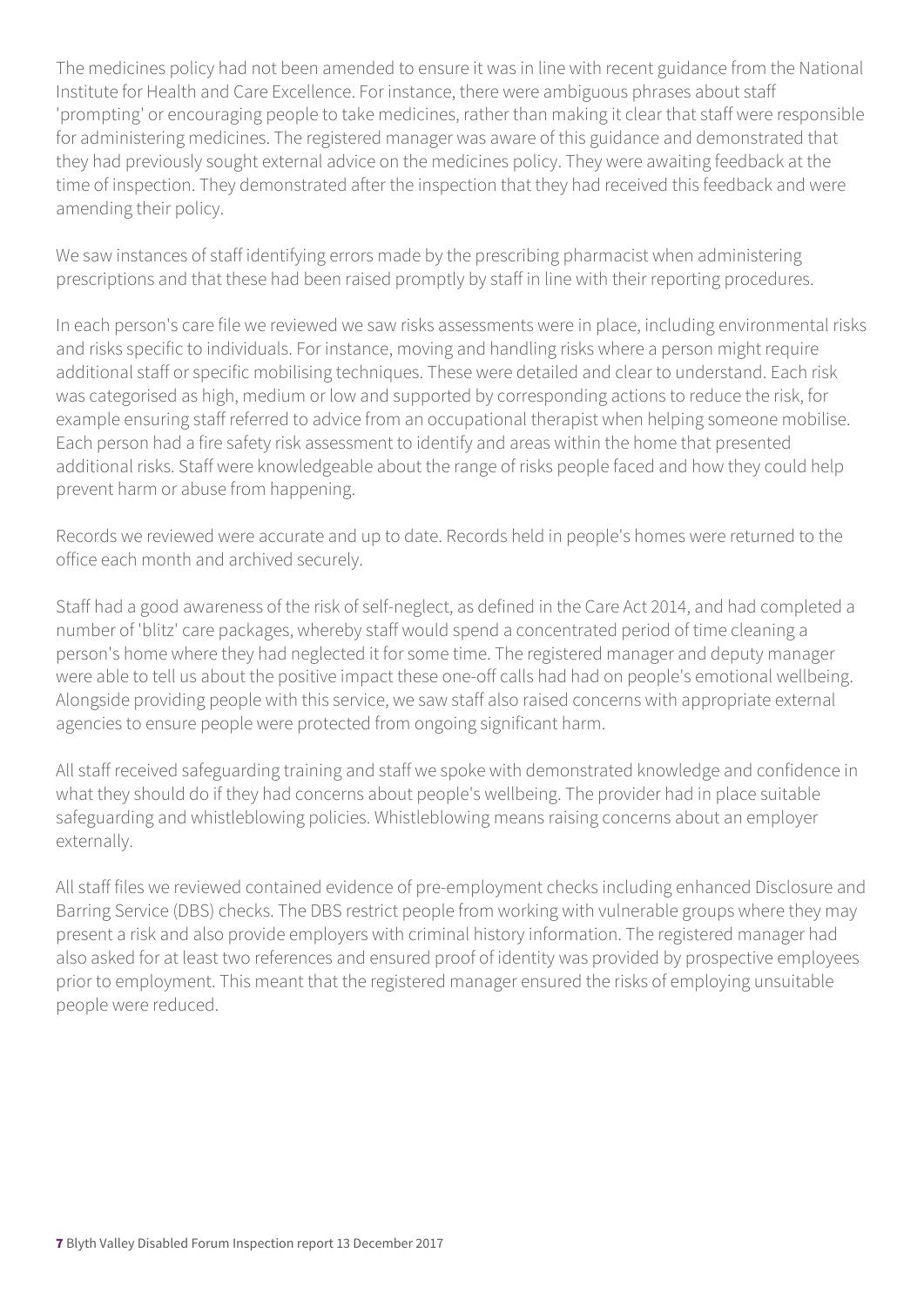The medicines policy had not been amended to ensure it was in line with recent guidance from the National Institute for Health and Care Excellence. For instance, there were ambiguous phrases about staff 'prompting' or encouraging people to take medicines, rather than making it clear that staff were responsible for administering medicines. The registered manager was aware of this guidance and demonstrated that they had previously sought external advice on the medicines policy. They were awaiting feedback at the time of inspection. They demonstrated after the inspection that they had received this feedback and were amending their policy.

We saw instances of staff identifying errors made by the prescribing pharmacist when administering prescriptions and that these had been raised promptly by staff in line with their reporting procedures.

In each person's care file we reviewed we saw risks assessments were in place, including environmental risks and risks specific to individuals. For instance, moving and handling risks where a person might require additional staff or specific mobilising techniques. These were detailed and clear to understand. Each risk was categorised as high, medium or low and supported by corresponding actions to reduce the risk, for example ensuring staff referred to advice from an occupational therapist when helping someone mobilise. Each person had a fire safety risk assessment to identify and areas within the home that presented additional risks. Staff were knowledgeable about the range of risks people faced and how they could help prevent harm or abuse from happening.

Records we reviewed were accurate and up to date. Records held in people's homes were returned to the office each month and archived securely.

Staff had a good awareness of the risk of self-neglect, as defined in the Care Act 2014, and had completed a number of 'blitz' care packages, whereby staff would spend a concentrated period of time cleaning a person's home where they had neglected it for some time. The registered manager and deputy manager were able to tell us about the positive impact these one-off calls had had on people's emotional wellbeing. Alongside providing people with this service, we saw staff also raised concerns with appropriate external agencies to ensure people were protected from ongoing significant harm.

All staff received safeguarding training and staff we spoke with demonstrated knowledge and confidence in what they should do if they had concerns about people's wellbeing. The provider had in place suitable safeguarding and whistleblowing policies. Whistleblowing means raising concerns about an employer externally.

All staff files we reviewed contained evidence of pre-employment checks including enhanced Disclosure and Barring Service (DBS) checks. The DBS restrict people from working with vulnerable groups where they may present a risk and also provide employers with criminal history information. The registered manager had also asked for at least two references and ensured proof of identity was provided by prospective employees prior to employment. This meant that the registered manager ensured the risks of employing unsuitable people were reduced.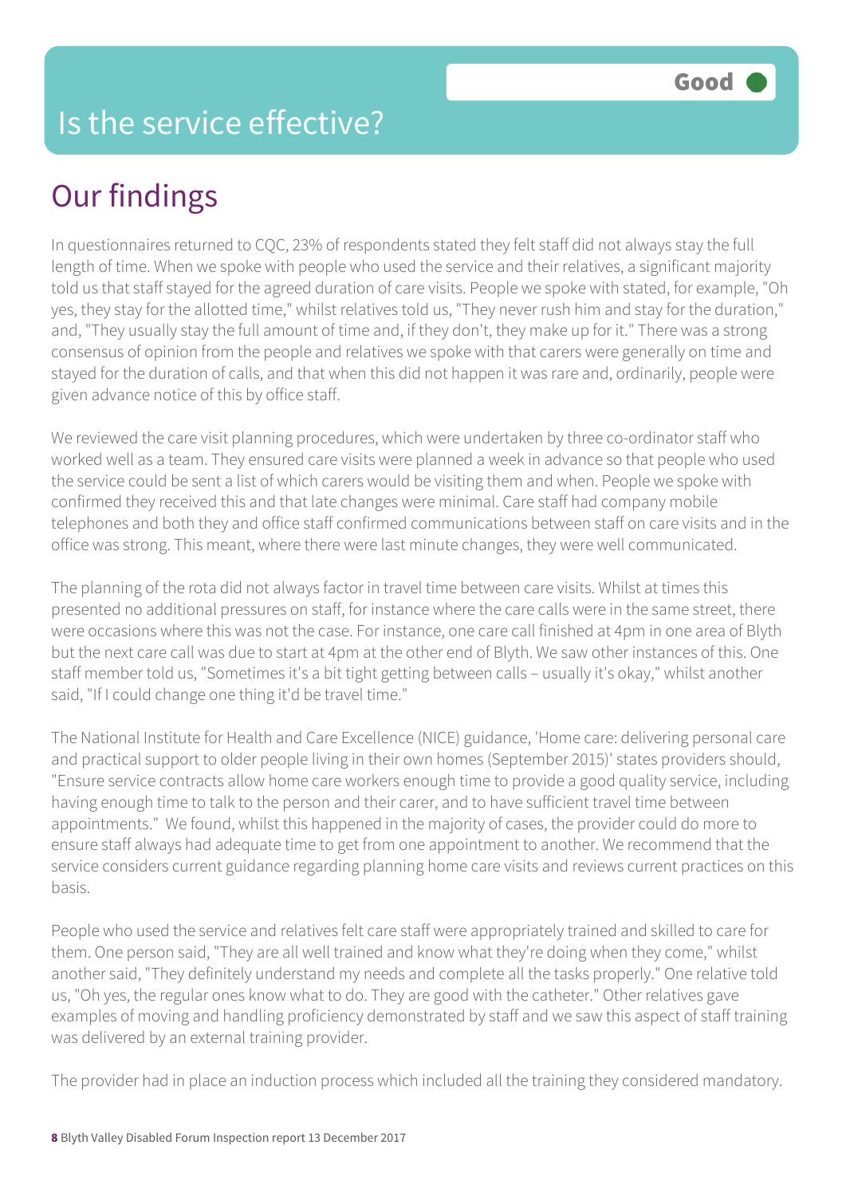# Is the service effective?

Good

## Our findings

In questionnaires returned to CQC, 23% of respondents stated they felt staff did not always stay the full length of time. When we spoke with people who used the service and their relatives, a significant majority told us that staff stayed for the agreed duration of care visits. People we spoke with stated, for example, "Oh yes, they stay for the allotted time," whilst relatives told us, "They never rush him and stay for the duration," and, "They usually stay the full amount of time and, if they don't, they make up for it." There was a strong consensus of opinion from the people and relatives we spoke with that carers were generally on time and stayed for the duration of calls, and that when this did not happen it was rare and, ordinarily, people were given advance notice of this by office staff.

We reviewed the care visit planning procedures, which were undertaken by three co-ordinator staff who worked well as a team. They ensured care visits were planned a week in advance so that people who used the service could be sent a list of which carers would be visiting them and when. People we spoke with confirmed they received this and that late changes were minimal. Care staff had company mobile telephones and both they and office staff confirmed communications between staff on care visits and in the office was strong. This meant, where there were last minute changes, they were well communicated.

The planning of the rota did not always factor in travel time between care visits. Whilst at times this presented no additional pressures on staff, for instance where the care calls were in the same street, there were occasions where this was not the case. For instance, one care call finished at 4pm in one area of Blyth but the next care call was due to start at 4pm at the other end of Blyth. We saw other instances of this. One staff member told us, "Sometimes it's a bit tight getting between calls – usually it's okay," whilst another said, "If I could change one thing it'd be travel time."

The National Institute for Health and Care Excellence (NICE) guidance, 'Home care: delivering personal care and practical support to older people living in their own homes (September 2015)' states providers should, "Ensure service contracts allow home care workers enough time to provide a good quality service, including having enough time to talk to the person and their carer, and to have sufficient travel time between appointments." We found, whilst this happened in the majority of cases, the provider could do more to ensure staff always had adequate time to get from one appointment to another. We recommend that the service considers current guidance regarding planning home care visits and reviews current practices on this basis.

People who used the service and relatives felt care staff were appropriately trained and skilled to care for them. One person said, "They are all well trained and know what they're doing when they come," whilst another said, "They definitely understand my needs and complete all the tasks properly." One relative told us, "Oh yes, the regular ones know what to do. They are good with the catheter." Other relatives gave examples of moving and handling proficiency demonstrated by staff and we saw this aspect of staff training was delivered by an external training provider.

The provider had in place an induction process which included all the training they considered mandatory.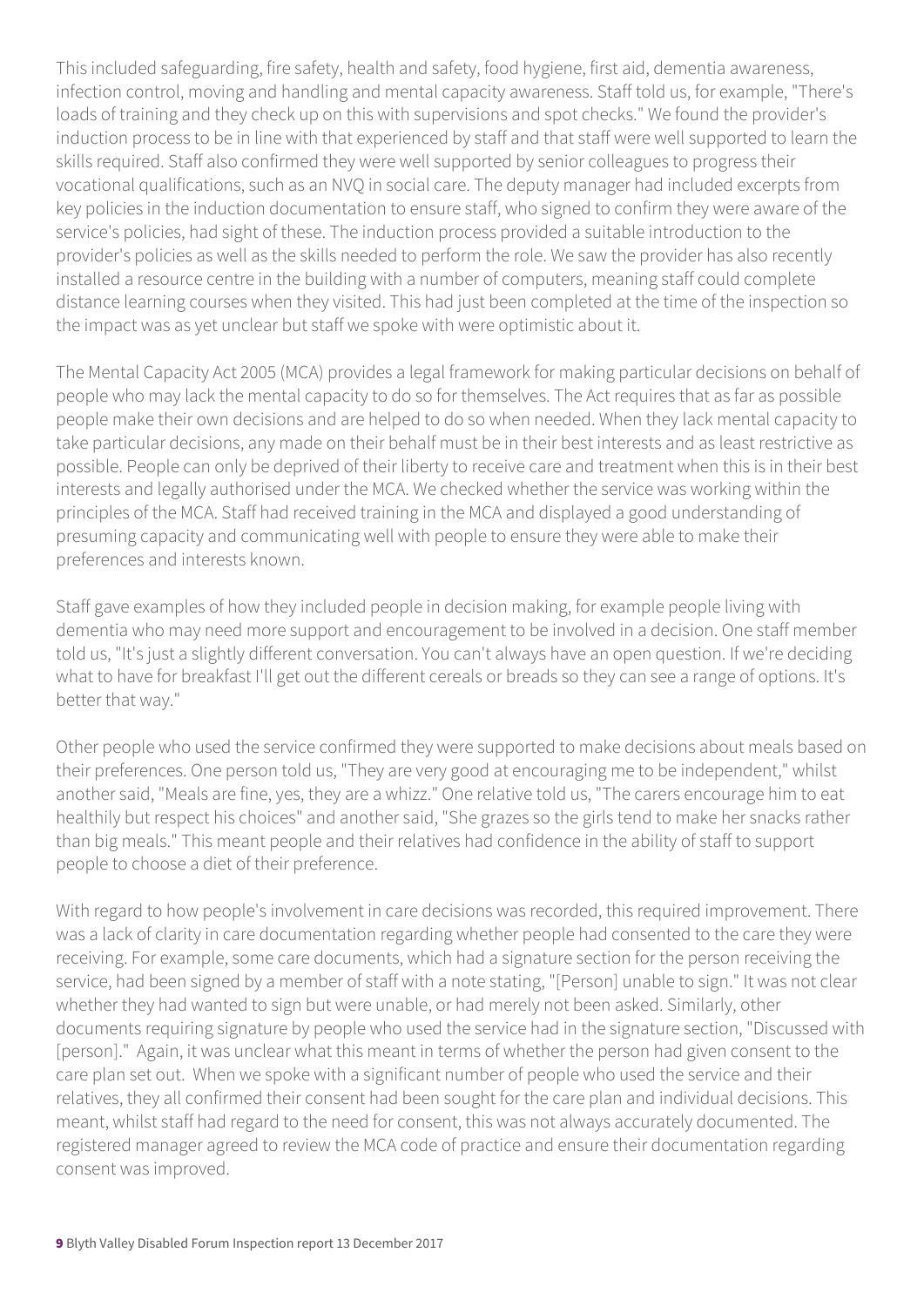This included safeguarding, fire safety, health and safety, food hygiene, first aid, dementia awareness, infection control, moving and handling and mental capacity awareness. Staff told us, for example, "There's loads of training and they check up on this with supervisions and spot checks." We found the provider's induction process to be in line with that experienced by staff and that staff were well supported to learn the skills required. Staff also confirmed they were well supported by senior colleagues to progress their vocational qualifications, such as an NVQ in social care. The deputy manager had included excerpts from key policies in the induction documentation to ensure staff, who signed to confirm they were aware of the service's policies, had sight of these. The induction process provided a suitable introduction to the provider's policies as well as the skills needed to perform the role. We saw the provider has also recently installed a resource centre in the building with a number of computers, meaning staff could complete distance learning courses when they visited. This had just been completed at the time of the inspection so the impact was as yet unclear but staff we spoke with were optimistic about it.

The Mental Capacity Act 2005 (MCA) provides a legal framework for making particular decisions on behalf of people who may lack the mental capacity to do so for themselves. The Act requires that as far as possible people make their own decisions and are helped to do so when needed. When they lack mental capacity to take particular decisions, any made on their behalf must be in their best interests and as least restrictive as possible. People can only be deprived of their liberty to receive care and treatment when this is in their best interests and legally authorised under the MCA. We checked whether the service was working within the principles of the MCA. Staff had received training in the MCA and displayed a good understanding of presuming capacity and communicating well with people to ensure they were able to make their preferences and interests known.

Staff gave examples of how they included people in decision making, for example people living with dementia who may need more support and encouragement to be involved in a decision. One staff member told us, "It's just a slightly different conversation. You can't always have an open question. If we're deciding what to have for breakfast I'll get out the different cereals or breads so they can see a range of options. It's better that way."

Other people who used the service confirmed they were supported to make decisions about meals based on their preferences. One person told us, "They are very good at encouraging me to be independent," whilst another said, "Meals are fine, yes, they are a whizz." One relative told us, "The carers encourage him to eat healthily but respect his choices" and another said, "She grazes so the girls tend to make her snacks rather than big meals." This meant people and their relatives had confidence in the ability of staff to support people to choose a diet of their preference.

With regard to how people's involvement in care decisions was recorded, this required improvement. There was a lack of clarity in care documentation regarding whether people had consented to the care they were receiving. For example, some care documents, which had a signature section for the person receiving the service, had been signed by a member of staff with a note stating, "[Person] unable to sign." It was not clear whether they had wanted to sign but were unable, or had merely not been asked. Similarly, other documents requiring signature by people who used the service had in the signature section, "Discussed with [person]." Again, it was unclear what this meant in terms of whether the person had given consent to the care plan set out. When we spoke with a significant number of people who used the service and their relatives, they all confirmed their consent had been sought for the care plan and individual decisions. This meant, whilst staff had regard to the need for consent, this was not always accurately documented. The registered manager agreed to review the MCA code of practice and ensure their documentation regarding consent was improved.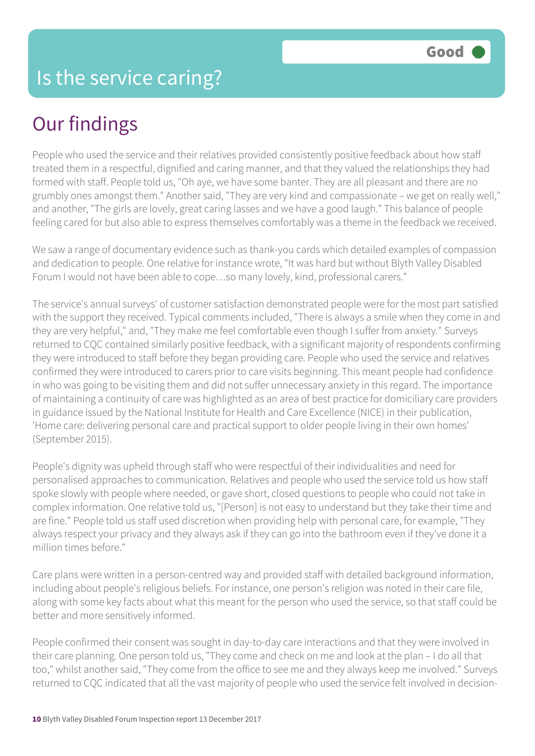# Is the service caring?

Good

## Our findings

People who used the service and their relatives provided consistently positive feedback about how staff treated them in a respectful, dignified and caring manner, and that they valued the relationships they had formed with staff. People told us, "Oh aye, we have some banter. They are all pleasant and there are no grumbly ones amongst them." Another said, "They are very kind and compassionate – we get on really well," and another, "The girls are lovely, great caring lasses and we have a good laugh." This balance of people feeling cared for but also able to express themselves comfortably was a theme in the feedback we received.

We saw a range of documentary evidence such as thank-you cards which detailed examples of compassion and dedication to people. One relative for instance wrote, "It was hard but without Blyth Valley Disabled Forum I would not have been able to cope…so many lovely, kind, professional carers."

The service's annual surveys' of customer satisfaction demonstrated people were for the most part satisfied with the support they received. Typical comments included, "There is always a smile when they come in and they are very helpful," and, "They make me feel comfortable even though I suffer from anxiety." Surveys returned to CQC contained similarly positive feedback, with a significant majority of respondents confirming they were introduced to staff before they began providing care. People who used the service and relatives confirmed they were introduced to carers prior to care visits beginning. This meant people had confidence in who was going to be visiting them and did not suffer unnecessary anxiety in this regard. The importance of maintaining a continuity of care was highlighted as an area of best practice for domiciliary care providers in guidance issued by the National Institute for Health and Care Excellence (NICE) in their publication, 'Home care: delivering personal care and practical support to older people living in their own homes' (September 2015).

People's dignity was upheld through staff who were respectful of their individualities and need for personalised approaches to communication. Relatives and people who used the service told us how staff spoke slowly with people where needed, or gave short, closed questions to people who could not take in complex information. One relative told us, "[Person] is not easy to understand but they take their time and are fine." People told us staff used discretion when providing help with personal care, for example, "They always respect your privacy and they always ask if they can go into the bathroom even if they've done it a million times before."

Care plans were written in a person-centred way and provided staff with detailed background information, including about people's religious beliefs. For instance, one person's religion was noted in their care file, along with some key facts about what this meant for the person who used the service, so that staff could be better and more sensitively informed.

People confirmed their consent was sought in day-to-day care interactions and that they were involved in their care planning. One person told us, "They come and check on me and look at the plan – I do all that too," whilst another said, "They come from the office to see me and they always keep me involved." Surveys returned to CQC indicated that all the vast majority of people who used the service felt involved in decision-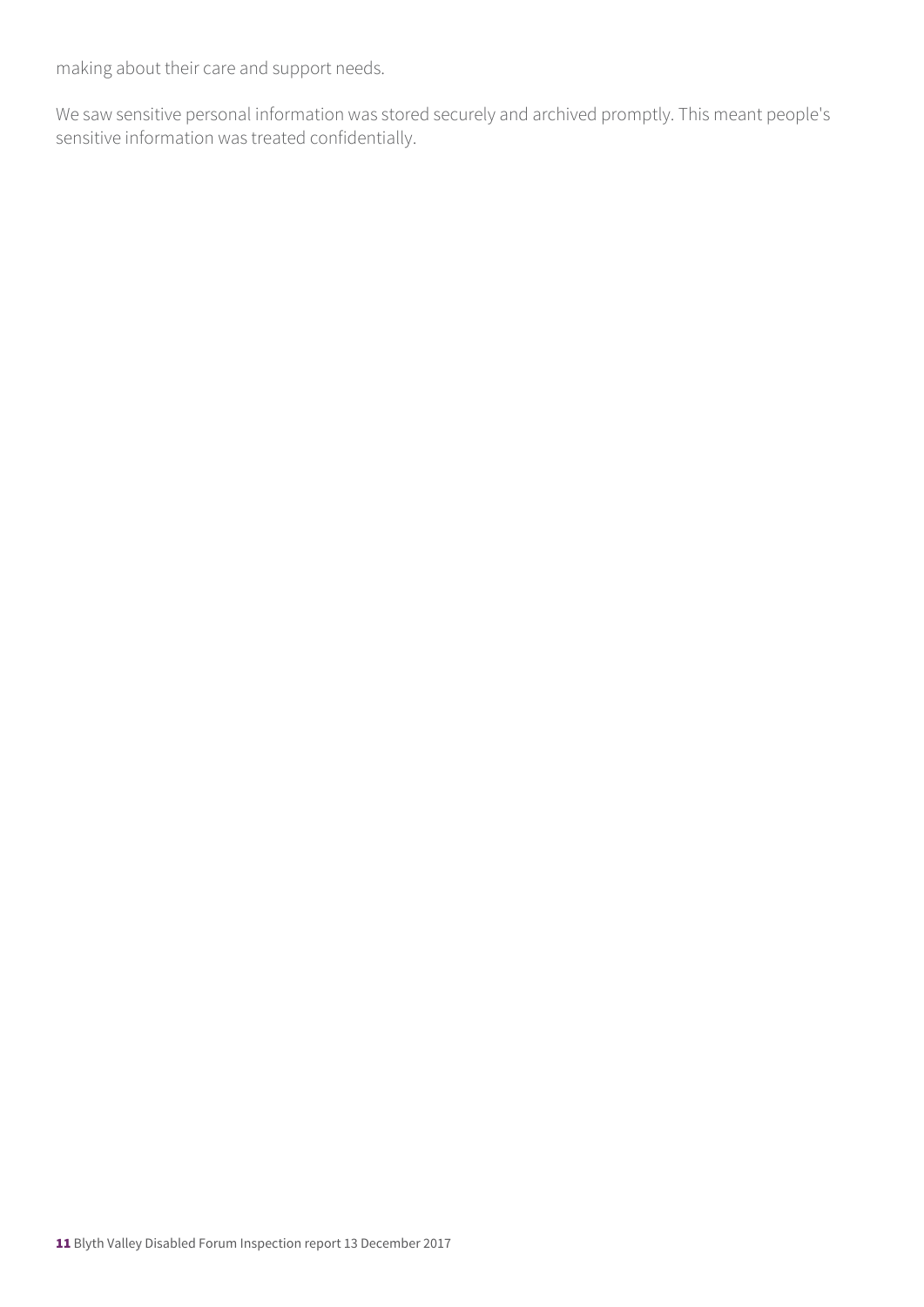making about their care and support needs.

We saw sensitive personal information was stored securely and archived promptly. This meant people's sensitive information was treated confidentially.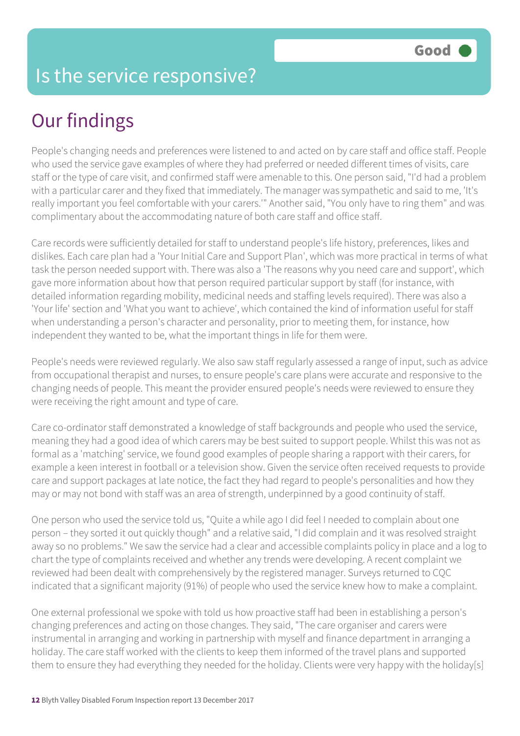# Is the service responsive?

Good

## Our findings

People's changing needs and preferences were listened to and acted on by care staff and office staff. People who used the service gave examples of where they had preferred or needed different times of visits, care staff or the type of care visit, and confirmed staff were amenable to this. One person said, "I'd had a problem with a particular carer and they fixed that immediately. The manager was sympathetic and said to me, 'It's really important you feel comfortable with your carers.'" Another said, "You only have to ring them" and was complimentary about the accommodating nature of both care staff and office staff.

Care records were sufficiently detailed for staff to understand people's life history, preferences, likes and dislikes. Each care plan had a 'Your Initial Care and Support Plan', which was more practical in terms of what task the person needed support with. There was also a 'The reasons why you need care and support', which gave more information about how that person required particular support by staff (for instance, with detailed information regarding mobility, medicinal needs and staffing levels required). There was also a 'Your life' section and 'What you want to achieve', which contained the kind of information useful for staff when understanding a person's character and personality, prior to meeting them, for instance, how independent they wanted to be, what the important things in life for them were.

People's needs were reviewed regularly. We also saw staff regularly assessed a range of input, such as advice from occupational therapist and nurses, to ensure people's care plans were accurate and responsive to the changing needs of people. This meant the provider ensured people's needs were reviewed to ensure they were receiving the right amount and type of care.

Care co-ordinator staff demonstrated a knowledge of staff backgrounds and people who used the service, meaning they had a good idea of which carers may be best suited to support people. Whilst this was not as formal as a 'matching' service, we found good examples of people sharing a rapport with their carers, for example a keen interest in football or a television show. Given the service often received requests to provide care and support packages at late notice, the fact they had regard to people's personalities and how they may or may not bond with staff was an area of strength, underpinned by a good continuity of staff.

One person who used the service told us, "Quite a while ago I did feel I needed to complain about one person – they sorted it out quickly though" and a relative said, "I did complain and it was resolved straight away so no problems." We saw the service had a clear and accessible complaints policy in place and a log to chart the type of complaints received and whether any trends were developing. A recent complaint we reviewed had been dealt with comprehensively by the registered manager. Surveys returned to CQC indicated that a significant majority (91%) of people who used the service knew how to make a complaint.

One external professional we spoke with told us how proactive staff had been in establishing a person's changing preferences and acting on those changes. They said, "The care organiser and carers were instrumental in arranging and working in partnership with myself and finance department in arranging a holiday. The care staff worked with the clients to keep them informed of the travel plans and supported them to ensure they had everything they needed for the holiday. Clients were very happy with the holiday[s]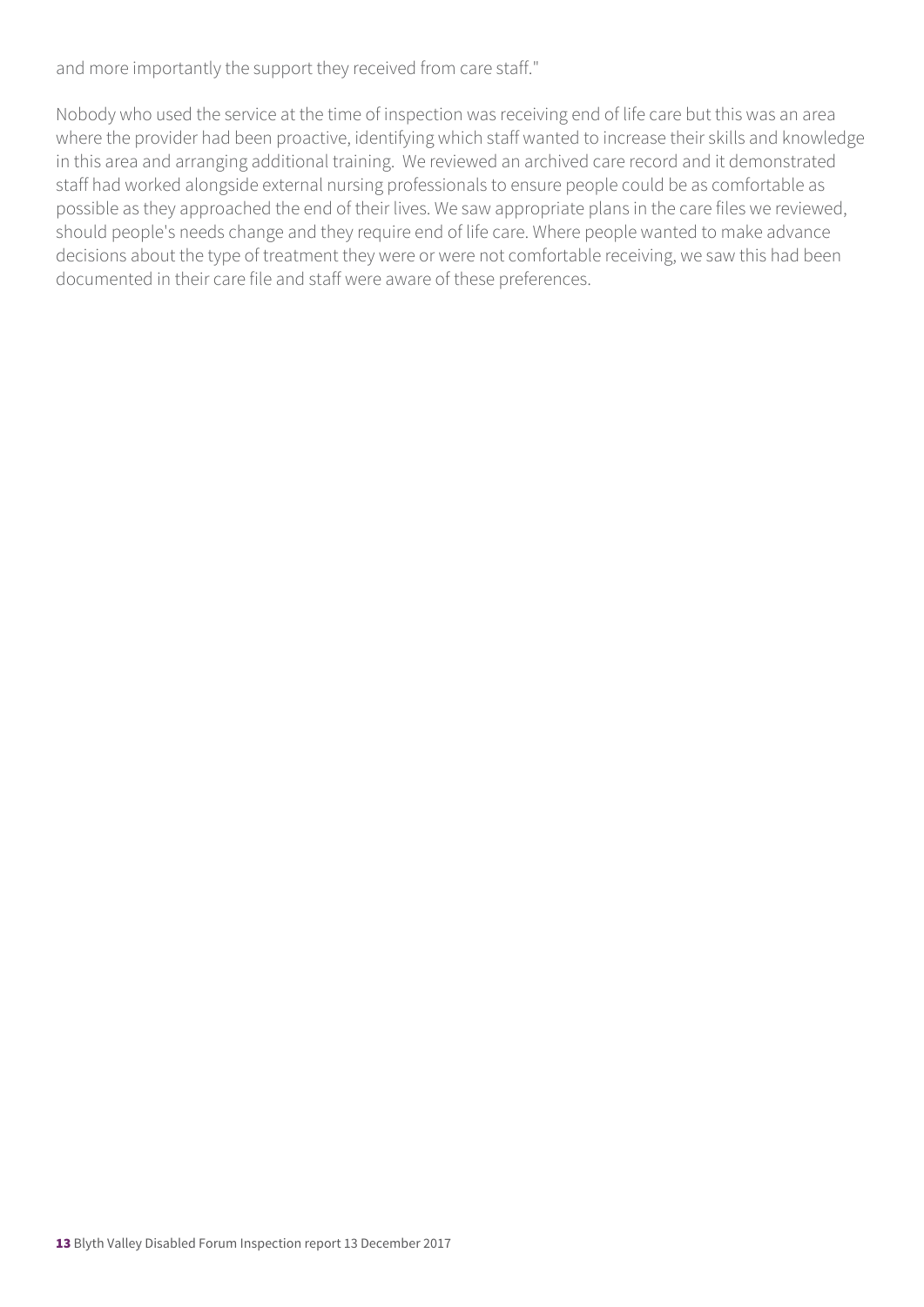and more importantly the support they received from care staff."

Nobody who used the service at the time of inspection was receiving end of life care but this was an area where the provider had been proactive, identifying which staff wanted to increase their skills and knowledge in this area and arranging additional training.  We reviewed an archived care record and it demonstrated staff had worked alongside external nursing professionals to ensure people could be as comfortable as possible as they approached the end of their lives. We saw appropriate plans in the care files we reviewed, should people's needs change and they require end of life care. Where people wanted to make advance decisions about the type of treatment they were or were not comfortable receiving, we saw this had been documented in their care file and staff were aware of these preferences.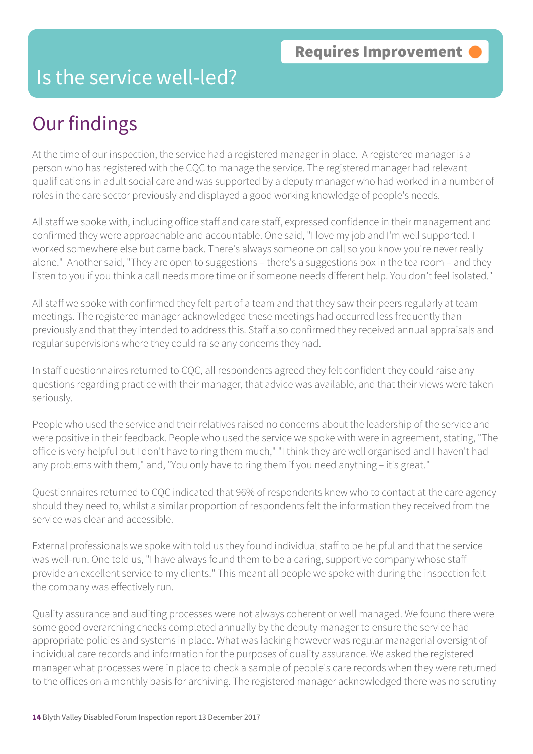Requires Improvement

# Is the service well-led?

## Our findings

At the time of our inspection, the service had a registered manager in place. A registered manager is a person who has registered with the CQC to manage the service. The registered manager had relevant qualifications in adult social care and was supported by a deputy manager who had worked in a number of roles in the care sector previously and displayed a good working knowledge of people's needs.

All staff we spoke with, including office staff and care staff, expressed confidence in their management and confirmed they were approachable and accountable. One said, "I love my job and I'm well supported. I worked somewhere else but came back. There's always someone on call so you know you're never really alone." Another said, "They are open to suggestions – there's a suggestions box in the tea room – and they listen to you if you think a call needs more time or if someone needs different help. You don't feel isolated."

All staff we spoke with confirmed they felt part of a team and that they saw their peers regularly at team meetings. The registered manager acknowledged these meetings had occurred less frequently than previously and that they intended to address this. Staff also confirmed they received annual appraisals and regular supervisions where they could raise any concerns they had.

In staff questionnaires returned to CQC, all respondents agreed they felt confident they could raise any questions regarding practice with their manager, that advice was available, and that their views were taken seriously.

People who used the service and their relatives raised no concerns about the leadership of the service and were positive in their feedback. People who used the service we spoke with were in agreement, stating, "The office is very helpful but I don't have to ring them much," "I think they are well organised and I haven't had any problems with them," and, "You only have to ring them if you need anything – it's great."

Questionnaires returned to CQC indicated that 96% of respondents knew who to contact at the care agency should they need to, whilst a similar proportion of respondents felt the information they received from the service was clear and accessible.

External professionals we spoke with told us they found individual staff to be helpful and that the service was well-run. One told us, "I have always found them to be a caring, supportive company whose staff provide an excellent service to my clients." This meant all people we spoke with during the inspection felt the company was effectively run.

Quality assurance and auditing processes were not always coherent or well managed. We found there were some good overarching checks completed annually by the deputy manager to ensure the service had appropriate policies and systems in place. What was lacking however was regular managerial oversight of individual care records and information for the purposes of quality assurance. We asked the registered manager what processes were in place to check a sample of people's care records when they were returned to the offices on a monthly basis for archiving. The registered manager acknowledged there was no scrutiny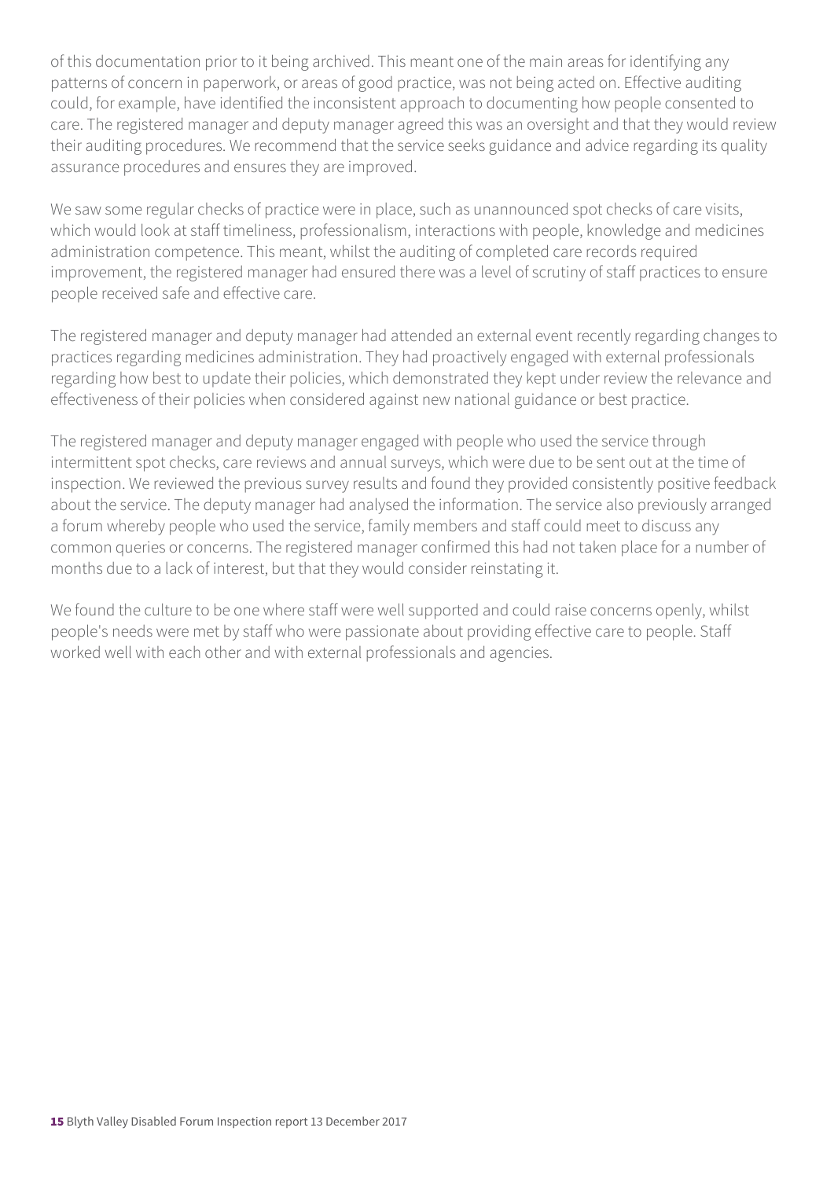of this documentation prior to it being archived. This meant one of the main areas for identifying any patterns of concern in paperwork, or areas of good practice, was not being acted on. Effective auditing could, for example, have identified the inconsistent approach to documenting how people consented to care. The registered manager and deputy manager agreed this was an oversight and that they would review their auditing procedures. We recommend that the service seeks guidance and advice regarding its quality assurance procedures and ensures they are improved.

We saw some regular checks of practice were in place, such as unannounced spot checks of care visits, which would look at staff timeliness, professionalism, interactions with people, knowledge and medicines administration competence. This meant, whilst the auditing of completed care records required improvement, the registered manager had ensured there was a level of scrutiny of staff practices to ensure people received safe and effective care.

The registered manager and deputy manager had attended an external event recently regarding changes to practices regarding medicines administration. They had proactively engaged with external professionals regarding how best to update their policies, which demonstrated they kept under review the relevance and effectiveness of their policies when considered against new national guidance or best practice.

The registered manager and deputy manager engaged with people who used the service through intermittent spot checks, care reviews and annual surveys, which were due to be sent out at the time of inspection. We reviewed the previous survey results and found they provided consistently positive feedback about the service. The deputy manager had analysed the information. The service also previously arranged a forum whereby people who used the service, family members and staff could meet to discuss any common queries or concerns. The registered manager confirmed this had not taken place for a number of months due to a lack of interest, but that they would consider reinstating it.

We found the culture to be one where staff were well supported and could raise concerns openly, whilst people's needs were met by staff who were passionate about providing effective care to people. Staff worked well with each other and with external professionals and agencies.